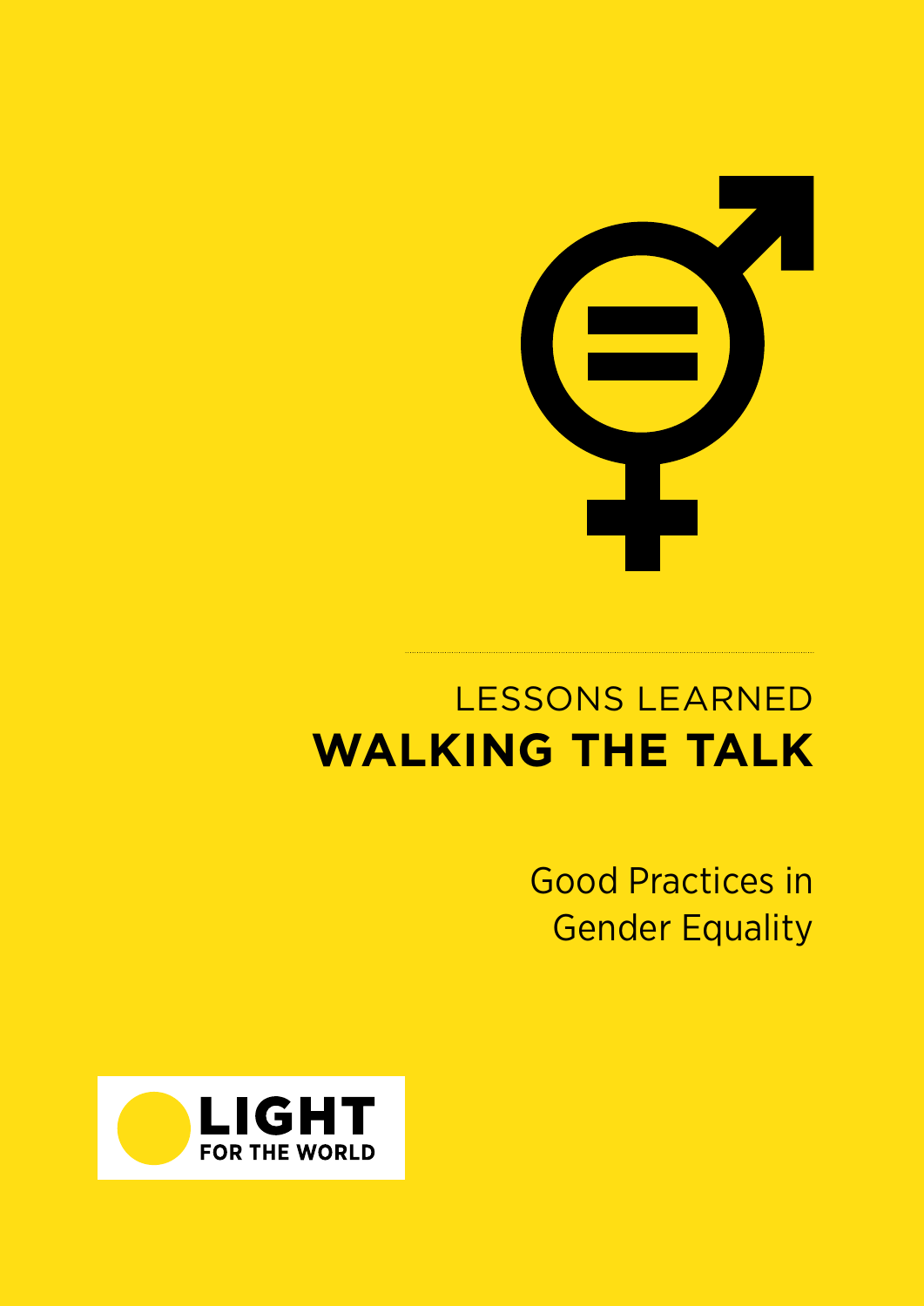LESSONS LEARNED

# WALKING THE TALK

Good Practices in Gender Equality

LIGHT FOR THE WORLD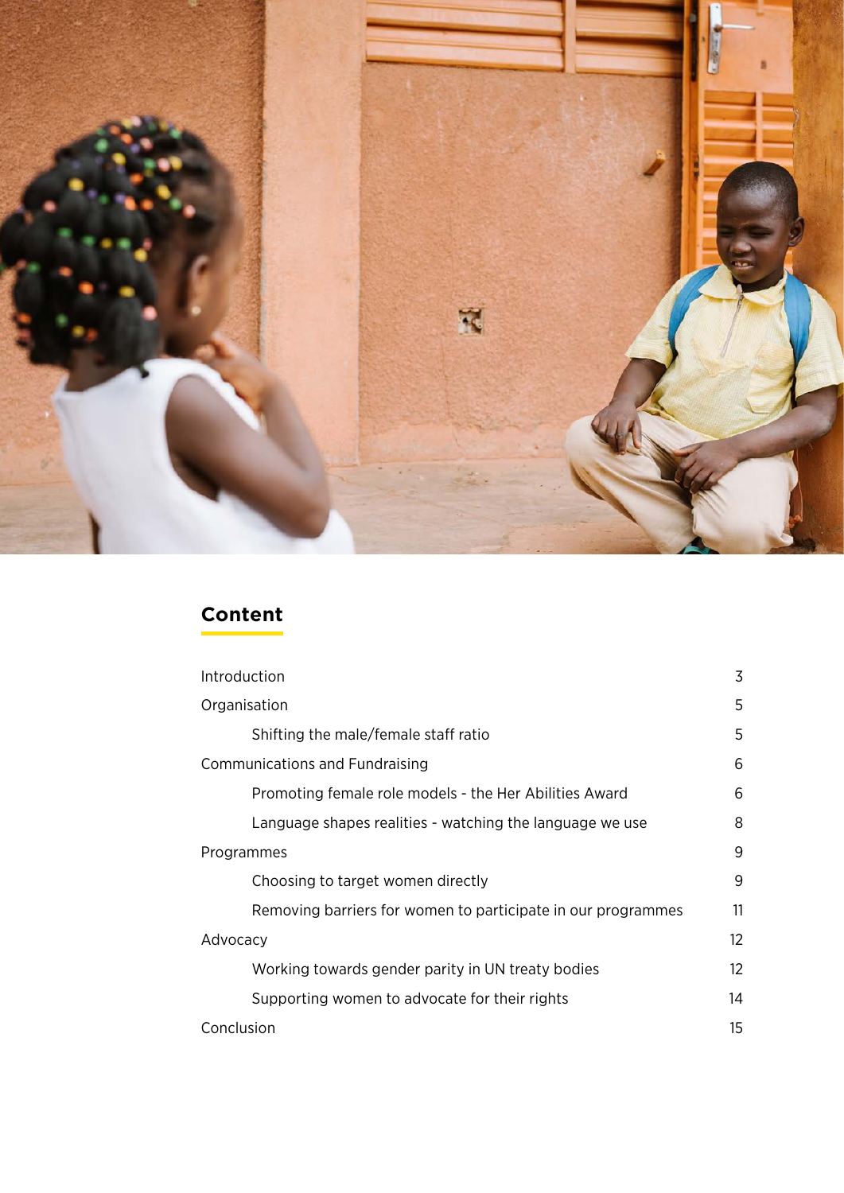## Content

| | |
|---|---|
| Introduction | 3 |
| Organisation | 5 |
| Shifting the male/female staff ratio | 5 |
| Communications and Fundraising | 6 |
| Promoting female role models - the Her Abilities Award | 6 |
| Language shapes realities - watching the language we use | 8 |
| Programmes | 9 |
| Choosing to target women directly | 9 |
| Removing barriers for women to participate in our programmes | 11 |
| Advocacy | 12 |
| Working towards gender parity in UN treaty bodies | 12 |
| Supporting women to advocate for their rights | 14 |
| Conclusion | 15 |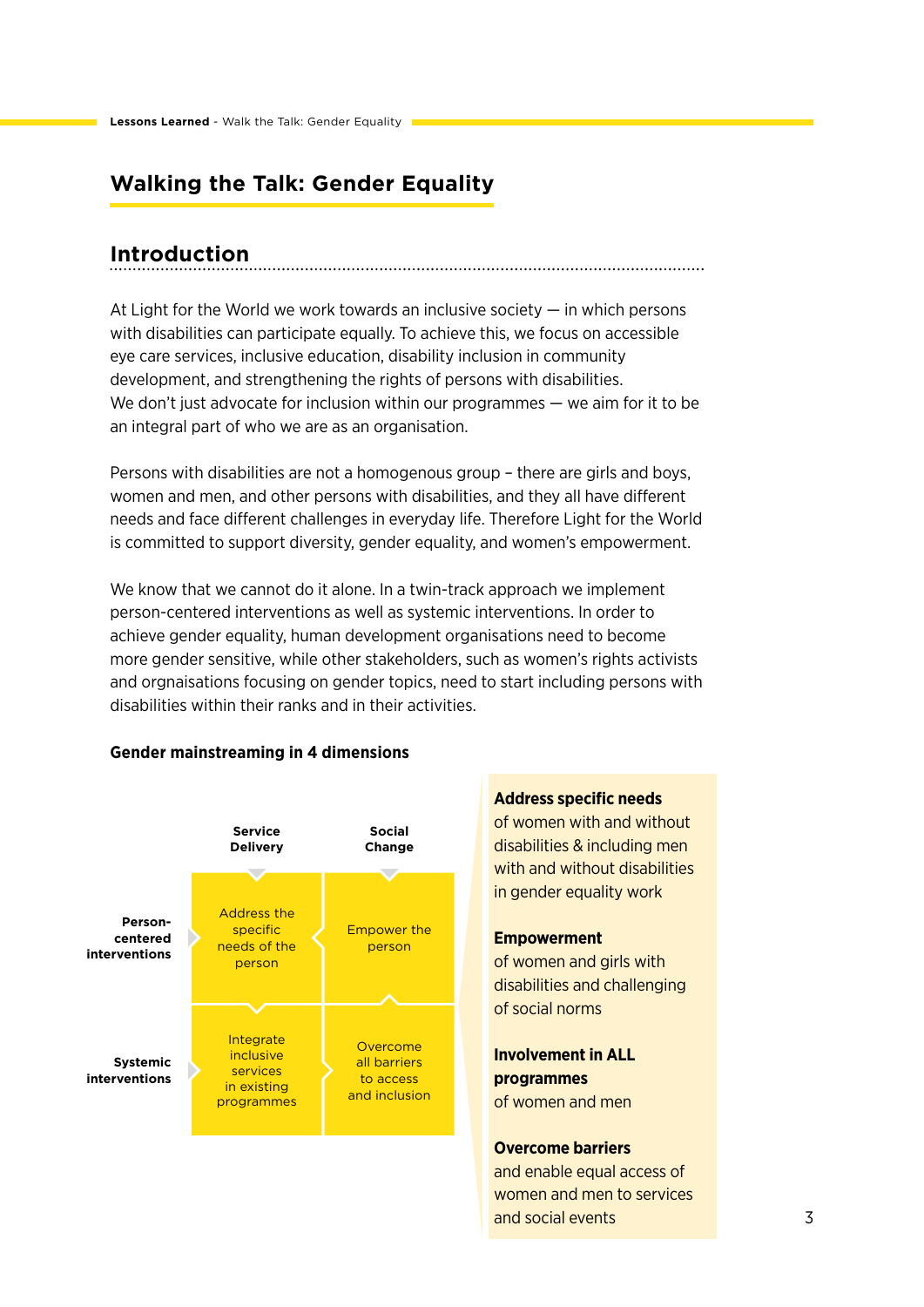# Walking the Talk: Gender Equality

## Introduction

At Light for the World we work towards an inclusive society — in which persons with disabilities can participate equally. To achieve this, we focus on accessible eye care services, inclusive education, disability inclusion in community development, and strengthening the rights of persons with disabilities.
We don't just advocate for inclusion within our programmes — we aim for it to be an integral part of who we are as an organisation.

Persons with disabilities are not a homogenous group – there are girls and boys, women and men, and other persons with disabilities, and they all have different needs and face different challenges in everyday life. Therefore Light for the World is committed to support diversity, gender equality, and women's empowerment.

We know that we cannot do it alone. In a twin-track approach we implement person-centered interventions as well as systemic interventions. In order to achieve gender equality, human development organisations need to become more gender sensitive, while other stakeholders, such as women's rights activists and orgnaisations focusing on gender topics, need to start including persons with disabilities within their ranks and in their activities.

**Gender mainstreaming in 4 dimensions**

| | Service Delivery | Social Change |
|---|---|---|
| **Person-centered interventions** | Address the specific needs of the person | Empower the person |
| **Systemic interventions** | Integrate inclusive services in existing programmes | Overcome all barriers to access and inclusion |

**Address specific needs**
of women with and without disabilities & including men with and without disabilities in gender equality work

**Empowerment**
of women and girls with disabilities and challenging of social norms

**Involvement in ALL programmes**
of women and men

**Overcome barriers**
and enable equal access of women and men to services and social events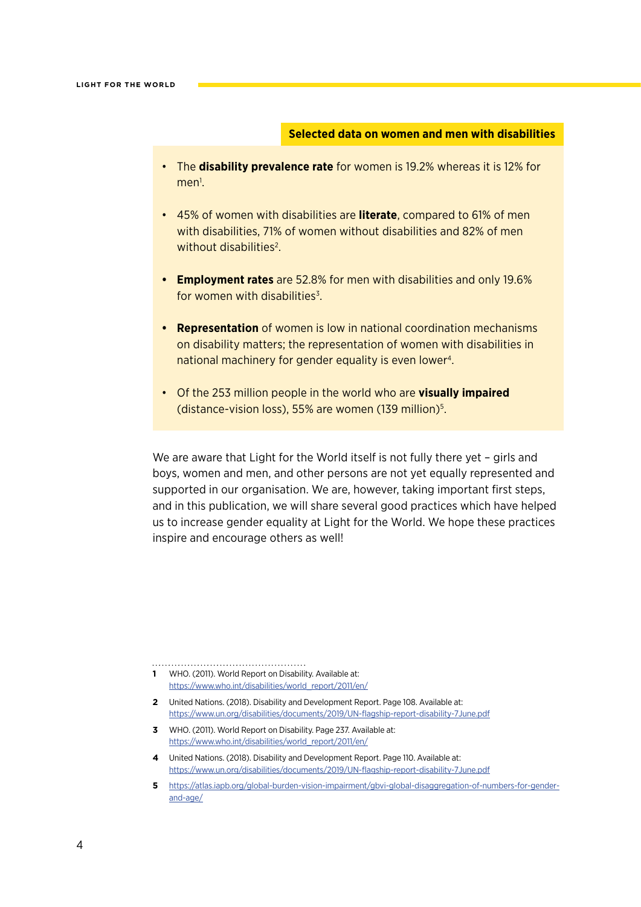### Selected data on women and men with disabilities

- The **disability prevalence rate** for women is 19.2% whereas it is 12% for men[1].
- 45% of women with disabilities are **literate**, compared to 61% of men with disabilities, 71% of women without disabilities and 82% of men without disabilities[2].
- **Employment rates** are 52.8% for men with disabilities and only 19.6% for women with disabilities[3].
- **Representation** of women is low in national coordination mechanisms on disability matters; the representation of women with disabilities in national machinery for gender equality is even lower[4].
- Of the 253 million people in the world who are **visually impaired** (distance-vision loss), 55% are women (139 million)[5].

We are aware that Light for the World itself is not fully there yet – girls and boys, women and men, and other persons are not yet equally represented and supported in our organisation. We are, however, taking important first steps, and in this publication, we will share several good practices which have helped us to increase gender equality at Light for the World. We hope these practices inspire and encourage others as well!

---

1. WHO. (2011). World Report on Disability. Available at: https://www.who.int/disabilities/world_report/2011/en/
2. United Nations. (2018). Disability and Development Report. Page 108. Available at: https://www.un.org/disabilities/documents/2019/UN-flagship-report-disability-7June.pdf
3. WHO. (2011). World Report on Disability. Page 237. Available at: https://www.who.int/disabilities/world_report/2011/en/
4. United Nations. (2018). Disability and Development Report. Page 110. Available at: https://www.un.org/disabilities/documents/2019/UN-flagship-report-disability-7June.pdf
5. https://atlas.iapb.org/global-burden-vision-impairment/gbvi-global-disaggregation-of-numbers-for-gender-and-age/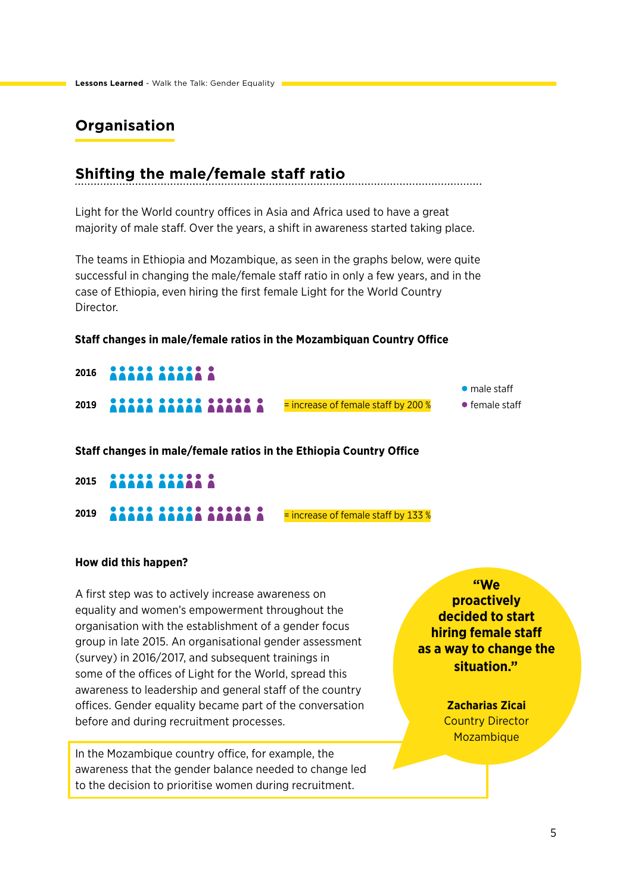## Organisation

### Shifting the male/female staff ratio

Light for the World country offices in Asia and Africa used to have a great majority of male staff. Over the years, a shift in awareness started taking place.

The teams in Ethiopia and Mozambique, as seen in the graphs below, were quite successful in changing the male/female staff ratio in only a few years, and in the case of Ethiopia, even hiring the first female Light for the World Country Director.

**Staff changes in male/female ratios in the Mozambiquan Country Office**

**2016**

**2019** = increase of female staff by 200 %

● male staff
● female staff

**Staff changes in male/female ratios in the Ethiopia Country Office**

**2015**

**2019** = increase of female staff by 133 %

**How did this happen?**

A first step was to actively increase awareness on equality and women's empowerment throughout the organisation with the establishment of a gender focus group in late 2015. An organisational gender assessment (survey) in 2016/2017, and subsequent trainings in some of the offices of Light for the World, spread this awareness to leadership and general staff of the country offices. Gender equality became part of the conversation before and during recruitment processes.

In the Mozambique country office, for example, the awareness that the gender balance needed to change led to the decision to prioritise women during recruitment.

> **"We proactively decided to start hiring female staff as a way to change the situation."**
>
> **Zacharias Zicai**
> Country Director
> Mozambique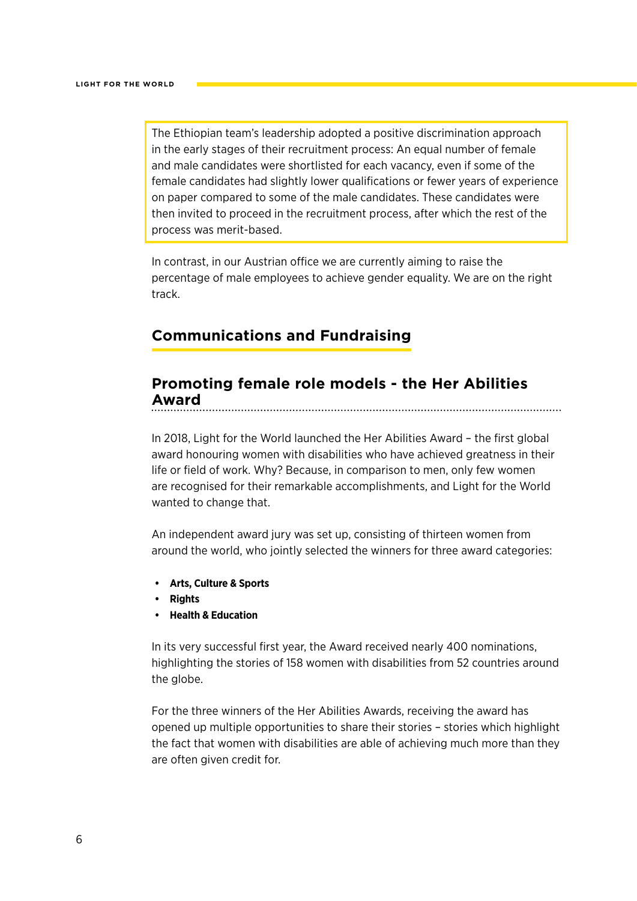The Ethiopian team's leadership adopted a positive discrimination approach in the early stages of their recruitment process: An equal number of female and male candidates were shortlisted for each vacancy, even if some of the female candidates had slightly lower qualifications or fewer years of experience on paper compared to some of the male candidates. These candidates were then invited to proceed in the recruitment process, after which the rest of the process was merit-based.

In contrast, in our Austrian office we are currently aiming to raise the percentage of male employees to achieve gender equality. We are on the right track.

## Communications and Fundraising

### Promoting female role models - the Her Abilities Award

In 2018, Light for the World launched the Her Abilities Award – the first global award honouring women with disabilities who have achieved greatness in their life or field of work. Why? Because, in comparison to men, only few women are recognised for their remarkable accomplishments, and Light for the World wanted to change that.

An independent award jury was set up, consisting of thirteen women from around the world, who jointly selected the winners for three award categories:

- **Arts, Culture & Sports**
- **Rights**
- **Health & Education**

In its very successful first year, the Award received nearly 400 nominations, highlighting the stories of 158 women with disabilities from 52 countries around the globe.

For the three winners of the Her Abilities Awards, receiving the award has opened up multiple opportunities to share their stories – stories which highlight the fact that women with disabilities are able of achieving much more than they are often given credit for.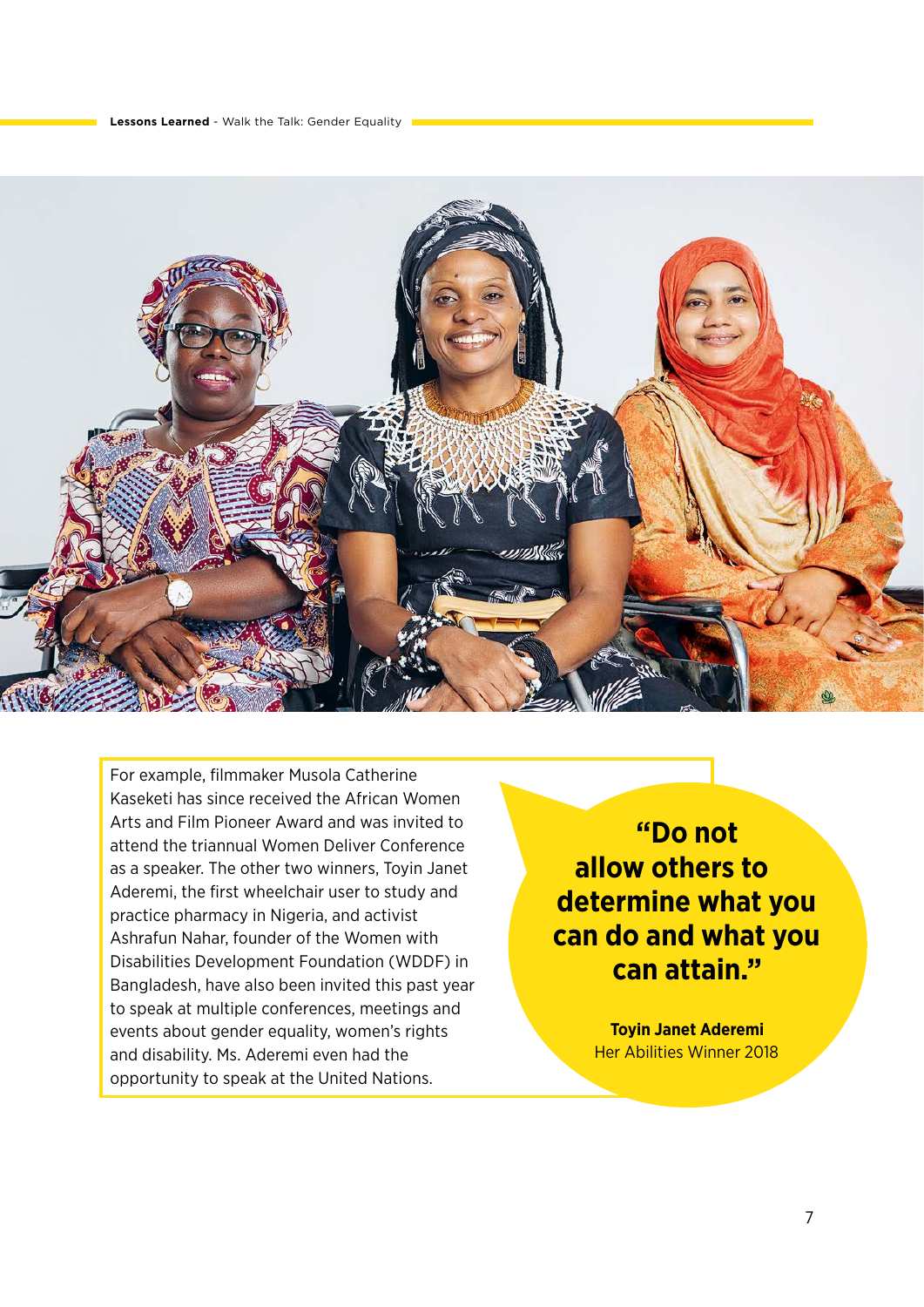For example, filmmaker Musola Catherine Kaseketi has since received the African Women Arts and Film Pioneer Award and was invited to attend the triannual Women Deliver Conference as a speaker. The other two winners, Toyin Janet Aderemi, the first wheelchair user to study and practice pharmacy in Nigeria, and activist Ashrafun Nahar, founder of the Women with Disabilities Development Foundation (WDDF) in Bangladesh, have also been invited this past year to speak at multiple conferences, meetings and events about gender equality, women's rights and disability. Ms. Aderemi even had the opportunity to speak at the United Nations.

> **"Do not allow others to determine what you can do and what you can attain."**
>
> **Toyin Janet Aderemi**
> Her Abilities Winner 2018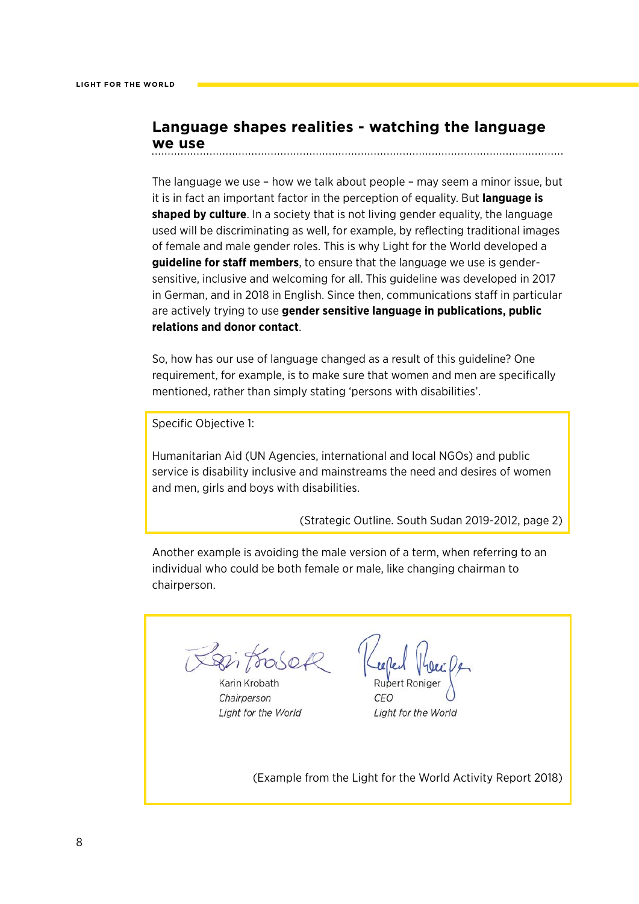## Language shapes realities - watching the language we use

The language we use – how we talk about people – may seem a minor issue, but it is in fact an important factor in the perception of equality. But **language is shaped by culture**. In a society that is not living gender equality, the language used will be discriminating as well, for example, by reflecting traditional images of female and male gender roles. This is why Light for the World developed a **guideline for staff members**, to ensure that the language we use is gender-sensitive, inclusive and welcoming for all. This guideline was developed in 2017 in German, and in 2018 in English. Since then, communications staff in particular are actively trying to use **gender sensitive language in publications, public relations and donor contact**.

So, how has our use of language changed as a result of this guideline? One requirement, for example, is to make sure that women and men are specifically mentioned, rather than simply stating 'persons with disabilities'.

> Specific Objective 1:
>
> Humanitarian Aid (UN Agencies, international and local NGOs) and public service is disability inclusive and mainstreams the need and desires of women and men, girls and boys with disabilities.
>
> (Strategic Outline. South Sudan 2019-2012, page 2)

Another example is avoiding the male version of a term, when referring to an individual who could be both female or male, like changing chairman to chairperson.

> Karin Krobath
> *Chairperson*
> *Light for the World*
>
> Rupert Roniger
> *CEO*
> *Light for the World*
>
> (Example from the Light for the World Activity Report 2018)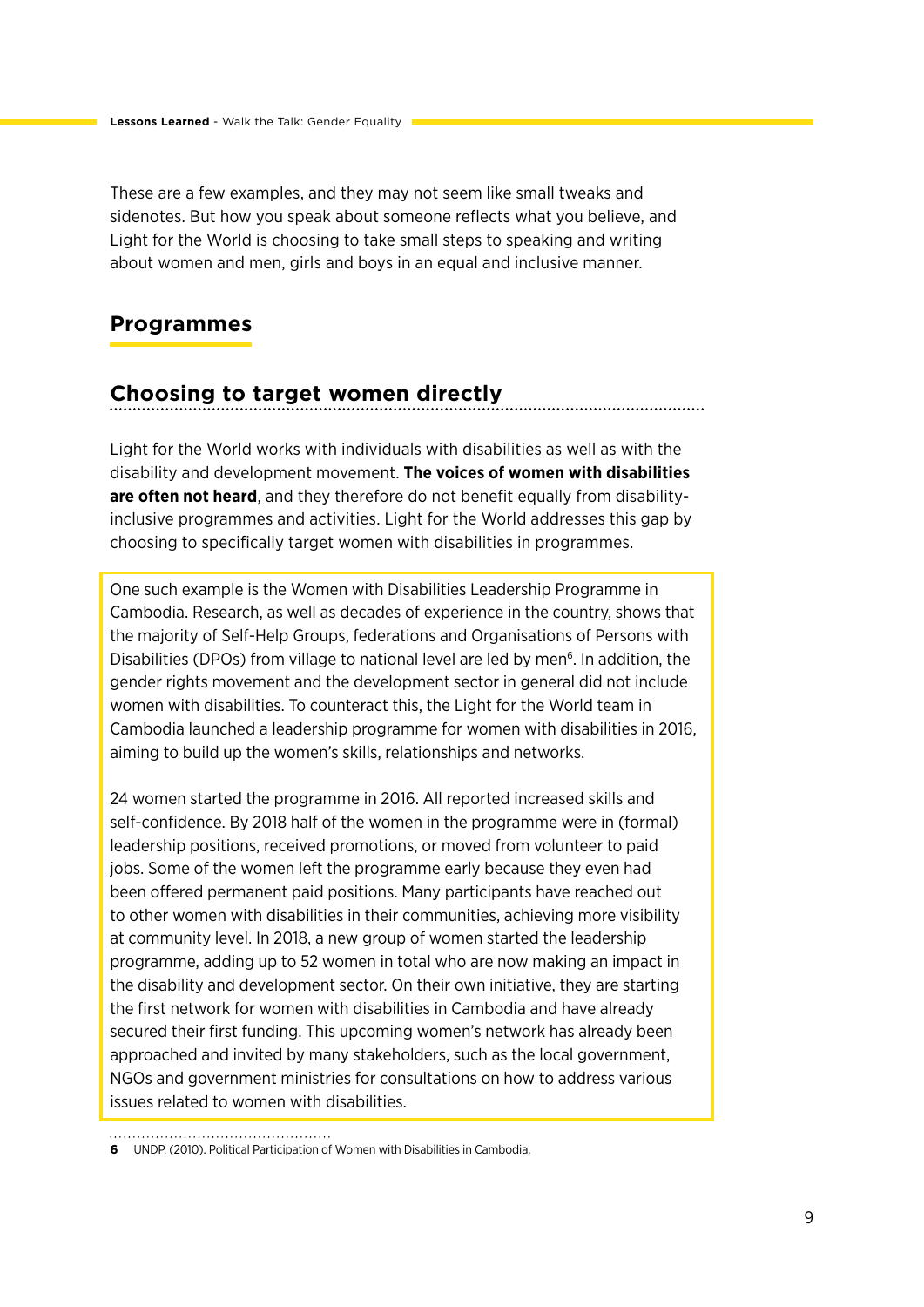These are a few examples, and they may not seem like small tweaks and sidenotes. But how you speak about someone reflects what you believe, and Light for the World is choosing to take small steps to speaking and writing about women and men, girls and boys in an equal and inclusive manner.

## Programmes

### Choosing to target women directly

Light for the World works with individuals with disabilities as well as with the disability and development movement. **The voices of women with disabilities are often not heard**, and they therefore do not benefit equally from disability-inclusive programmes and activities. Light for the World addresses this gap by choosing to specifically target women with disabilities in programmes.

One such example is the Women with Disabilities Leadership Programme in Cambodia. Research, as well as decades of experience in the country, shows that the majority of Self-Help Groups, federations and Organisations of Persons with Disabilities (DPOs) from village to national level are led by men[6]. In addition, the gender rights movement and the development sector in general did not include women with disabilities. To counteract this, the Light for the World team in Cambodia launched a leadership programme for women with disabilities in 2016, aiming to build up the women's skills, relationships and networks.

24 women started the programme in 2016. All reported increased skills and self-confidence. By 2018 half of the women in the programme were in (formal) leadership positions, received promotions, or moved from volunteer to paid jobs. Some of the women left the programme early because they even had been offered permanent paid positions. Many participants have reached out to other women with disabilities in their communities, achieving more visibility at community level. In 2018, a new group of women started the leadership programme, adding up to 52 women in total who are now making an impact in the disability and development sector. On their own initiative, they are starting the first network for women with disabilities in Cambodia and have already secured their first funding. This upcoming women's network has already been approached and invited by many stakeholders, such as the local government, NGOs and government ministries for consultations on how to address various issues related to women with disabilities.

---

**6** UNDP. (2010). Political Participation of Women with Disabilities in Cambodia.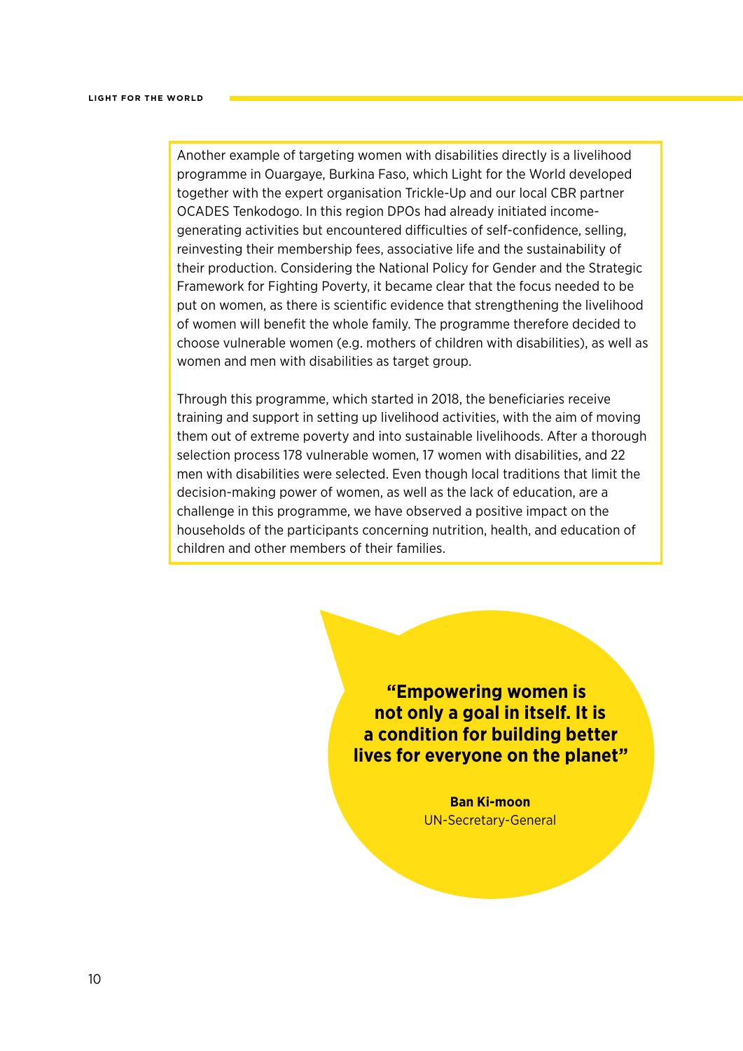Another example of targeting women with disabilities directly is a livelihood programme in Ouargaye, Burkina Faso, which Light for the World developed together with the expert organisation Trickle-Up and our local CBR partner OCADES Tenkodogo. In this region DPOs had already initiated income-generating activities but encountered difficulties of self-confidence, selling, reinvesting their membership fees, associative life and the sustainability of their production. Considering the National Policy for Gender and the Strategic Framework for Fighting Poverty, it became clear that the focus needed to be put on women, as there is scientific evidence that strengthening the livelihood of women will benefit the whole family. The programme therefore decided to choose vulnerable women (e.g. mothers of children with disabilities), as well as women and men with disabilities as target group.

Through this programme, which started in 2018, the beneficiaries receive training and support in setting up livelihood activities, with the aim of moving them out of extreme poverty and into sustainable livelihoods. After a thorough selection process 178 vulnerable women, 17 women with disabilities, and 22 men with disabilities were selected. Even though local traditions that limit the decision-making power of women, as well as the lack of education, are a challenge in this programme, we have observed a positive impact on the households of the participants concerning nutrition, health, and education of children and other members of their families.

> **“Empowering women is not only a goal in itself. It is a condition for building better lives for everyone on the planet”**
>
> **Ban Ki-moon**
> UN-Secretary-General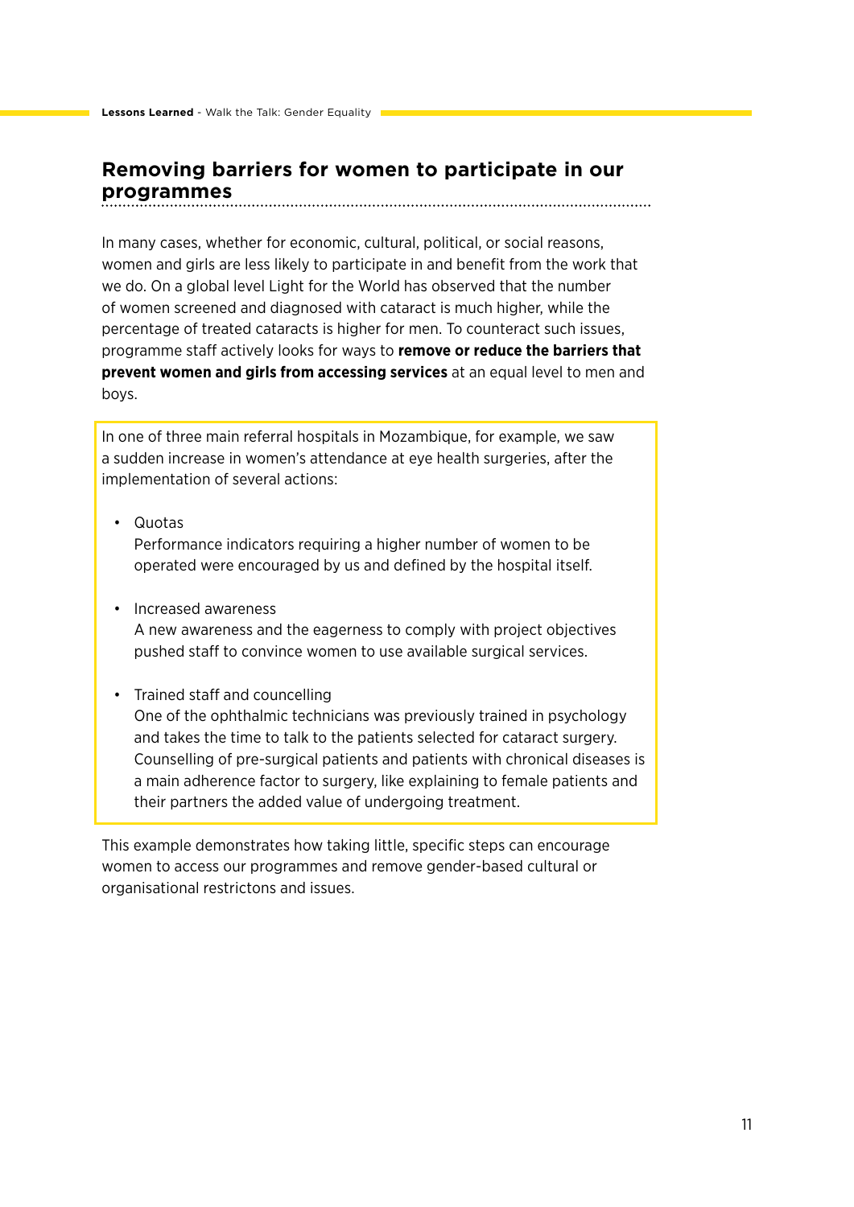## Removing barriers for women to participate in our programmes

In many cases, whether for economic, cultural, political, or social reasons, women and girls are less likely to participate in and benefit from the work that we do. On a global level Light for the World has observed that the number of women screened and diagnosed with cataract is much higher, while the percentage of treated cataracts is higher for men. To counteract such issues, programme staff actively looks for ways to **remove or reduce the barriers that prevent women and girls from accessing services** at an equal level to men and boys.

In one of three main referral hospitals in Mozambique, for example, we saw a sudden increase in women's attendance at eye health surgeries, after the implementation of several actions:

- Quotas
  Performance indicators requiring a higher number of women to be operated were encouraged by us and defined by the hospital itself.

- Increased awareness
  A new awareness and the eagerness to comply with project objectives pushed staff to convince women to use available surgical services.

- Trained staff and councelling
  One of the ophthalmic technicians was previously trained in psychology and takes the time to talk to the patients selected for cataract surgery. Counselling of pre-surgical patients and patients with chronical diseases is a main adherence factor to surgery, like explaining to female patients and their partners the added value of undergoing treatment.

This example demonstrates how taking little, specific steps can encourage women to access our programmes and remove gender-based cultural or organisational restrictons and issues.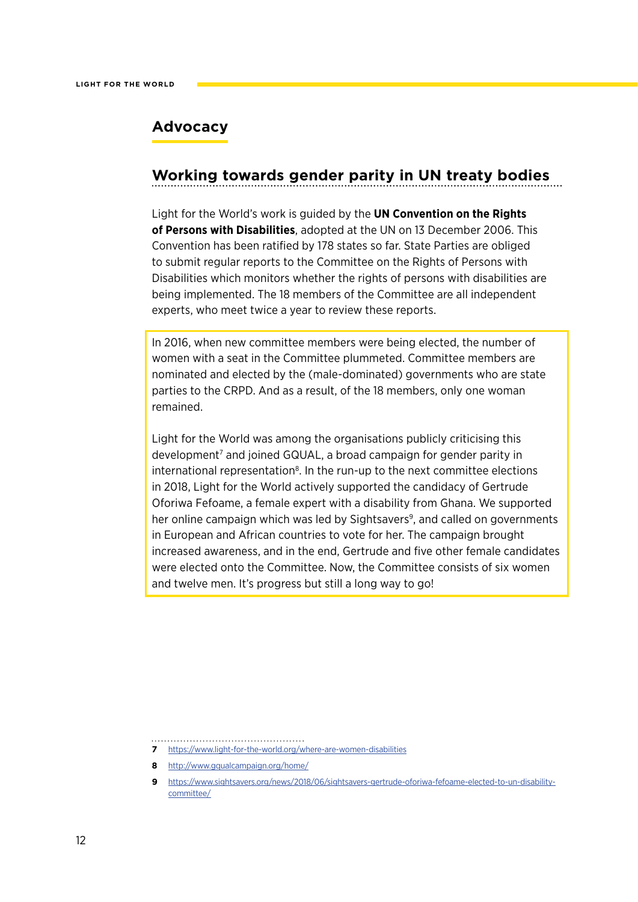## Advocacy

### Working towards gender parity in UN treaty bodies

Light for the World's work is guided by the **UN Convention on the Rights of Persons with Disabilities**, adopted at the UN on 13 December 2006. This Convention has been ratified by 178 states so far. State Parties are obliged to submit regular reports to the Committee on the Rights of Persons with Disabilities which monitors whether the rights of persons with disabilities are being implemented. The 18 members of the Committee are all independent experts, who meet twice a year to review these reports.

In 2016, when new committee members were being elected, the number of women with a seat in the Committee plummeted. Committee members are nominated and elected by the (male-dominated) governments who are state parties to the CRPD. And as a result, of the 18 members, only one woman remained.

Light for the World was among the organisations publicly criticising this development[7] and joined GQUAL, a broad campaign for gender parity in international representation[8]. In the run-up to the next committee elections in 2018, Light for the World actively supported the candidacy of Gertrude Oforiwa Fefoame, a female expert with a disability from Ghana. We supported her online campaign which was led by Sightsavers[9], and called on governments in European and African countries to vote for her. The campaign brought increased awareness, and in the end, Gertrude and five other female candidates were elected onto the Committee. Now, the Committee consists of six women and twelve men. It's progress but still a long way to go!

---

**7** https://www.light-for-the-world.org/where-are-women-disabilities

**8** http://www.gqualcampaign.org/home/

**9** https://www.sightsavers.org/news/2018/06/sightsavers-gertrude-oforiwa-fefoame-elected-to-un-disability-committee/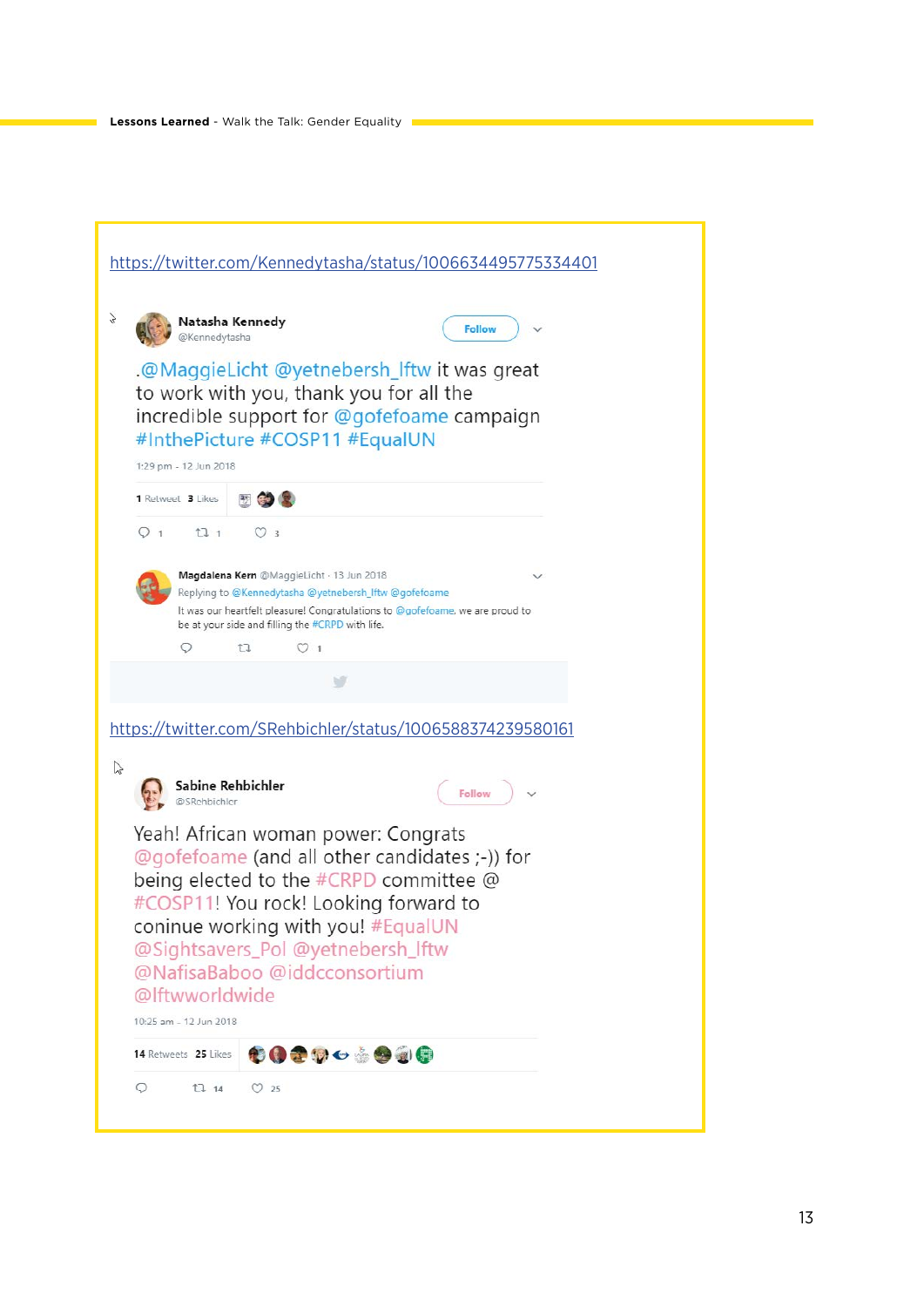https://twitter.com/Kennedytasha/status/1006634495775334401

**Natasha Kennedy**
@Kennedytasha

Follow

.@MaggieLicht @yetnebersh_lftw it was great to work with you, thank you for all the incredible support for @gofefoame campaign #InthePicture #COSP11 #EqualUN

1:29 pm - 12 Jun 2018

1 Retweet 3 Likes

1 1 3

**Magdalena Kern** @MaggieLicht · 13 Jun 2018
Replying to @Kennedytasha @yetnebersh_lftw @gofefoame
It was our heartfelt pleasure! Congratulations to @gofefoame, we are proud to be at your side and filling the #CRPD with life.

1

https://twitter.com/SRehbichler/status/1006588374239580161

**Sabine Rehbichler**
@SRehbichler

Follow

Yeah! African woman power: Congrats @gofefoame (and all other candidates ;-)) for being elected to the #CRPD committee @ #COSP11! You rock! Looking forward to coninue working with you! #EqualUN @Sightsavers_Pol @yetnebersh_lftw @NafisaBaboo @iddcconsortium @lftwworldwide

10:25 am - 12 Jun 2018

14 Retweets 25 Likes

14 25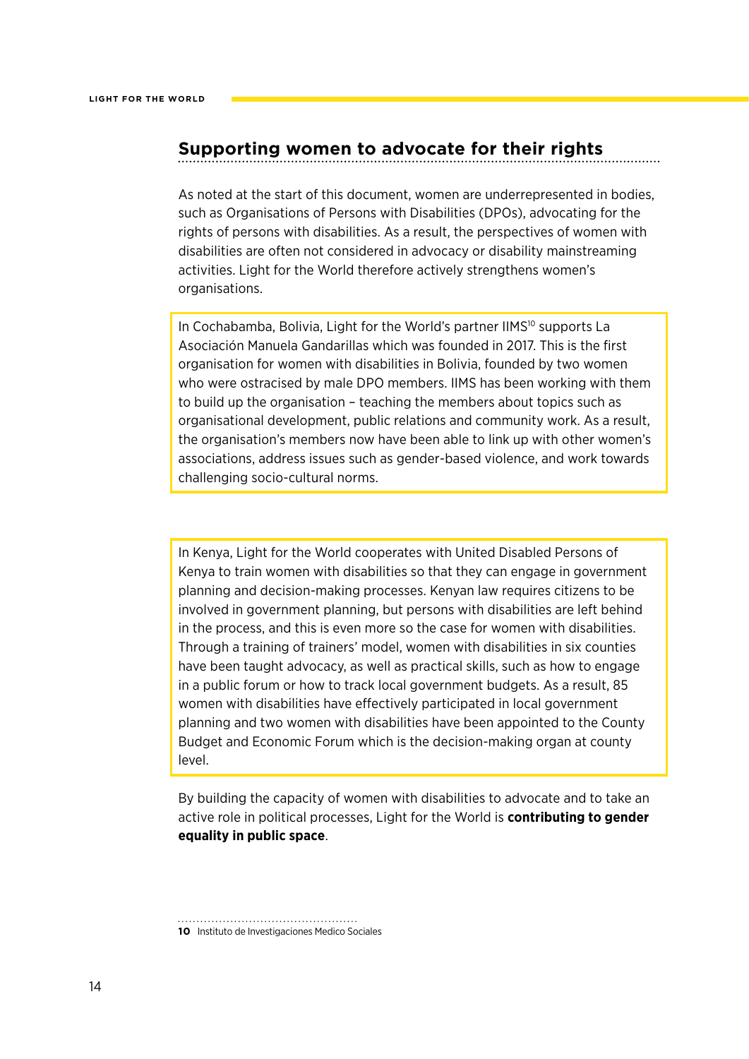## Supporting women to advocate for their rights

As noted at the start of this document, women are underrepresented in bodies, such as Organisations of Persons with Disabilities (DPOs), advocating for the rights of persons with disabilities. As a result, the perspectives of women with disabilities are often not considered in advocacy or disability mainstreaming activities. Light for the World therefore actively strengthens women's organisations.

In Cochabamba, Bolivia, Light for the World's partner IIMS[10] supports La Asociación Manuela Gandarillas which was founded in 2017. This is the first organisation for women with disabilities in Bolivia, founded by two women who were ostracised by male DPO members. IIMS has been working with them to build up the organisation – teaching the members about topics such as organisational development, public relations and community work. As a result, the organisation's members now have been able to link up with other women's associations, address issues such as gender-based violence, and work towards challenging socio-cultural norms.

In Kenya, Light for the World cooperates with United Disabled Persons of Kenya to train women with disabilities so that they can engage in government planning and decision-making processes. Kenyan law requires citizens to be involved in government planning, but persons with disabilities are left behind in the process, and this is even more so the case for women with disabilities. Through a training of trainers' model, women with disabilities in six counties have been taught advocacy, as well as practical skills, such as how to engage in a public forum or how to track local government budgets. As a result, 85 women with disabilities have effectively participated in local government planning and two women with disabilities have been appointed to the County Budget and Economic Forum which is the decision-making organ at county level.

By building the capacity of women with disabilities to advocate and to take an active role in political processes, Light for the World is **contributing to gender equality in public space**.

---

**10** Instituto de Investigaciones Medico Sociales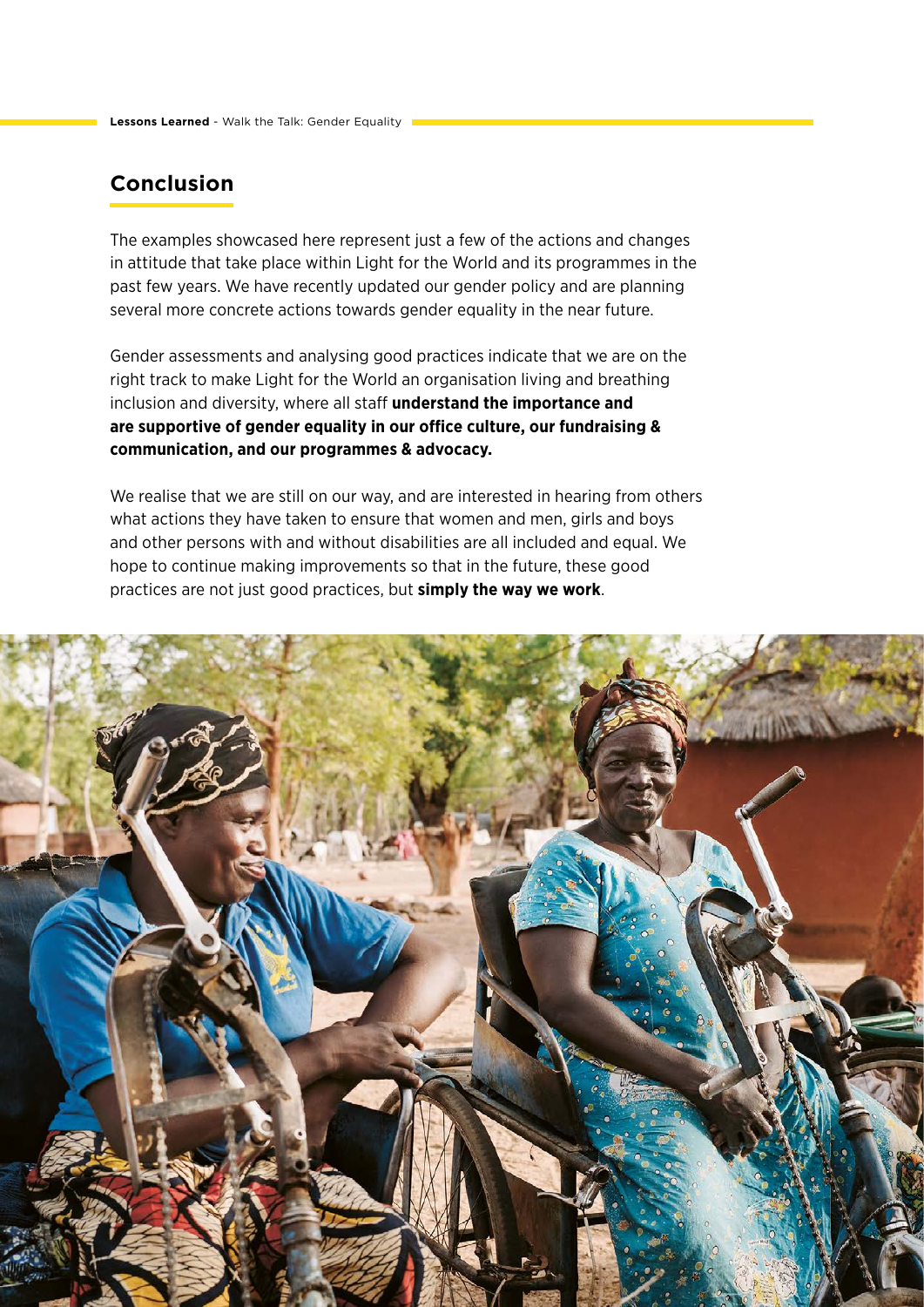## Conclusion

The examples showcased here represent just a few of the actions and changes in attitude that take place within Light for the World and its programmes in the past few years. We have recently updated our gender policy and are planning several more concrete actions towards gender equality in the near future.

Gender assessments and analysing good practices indicate that we are on the right track to make Light for the World an organisation living and breathing inclusion and diversity, where all staff **understand the importance and are supportive of gender equality in our office culture, our fundraising & communication, and our programmes & advocacy.**

We realise that we are still on our way, and are interested in hearing from others what actions they have taken to ensure that women and men, girls and boys and other persons with and without disabilities are all included and equal. We hope to continue making improvements so that in the future, these good practices are not just good practices, but **simply the way we work**.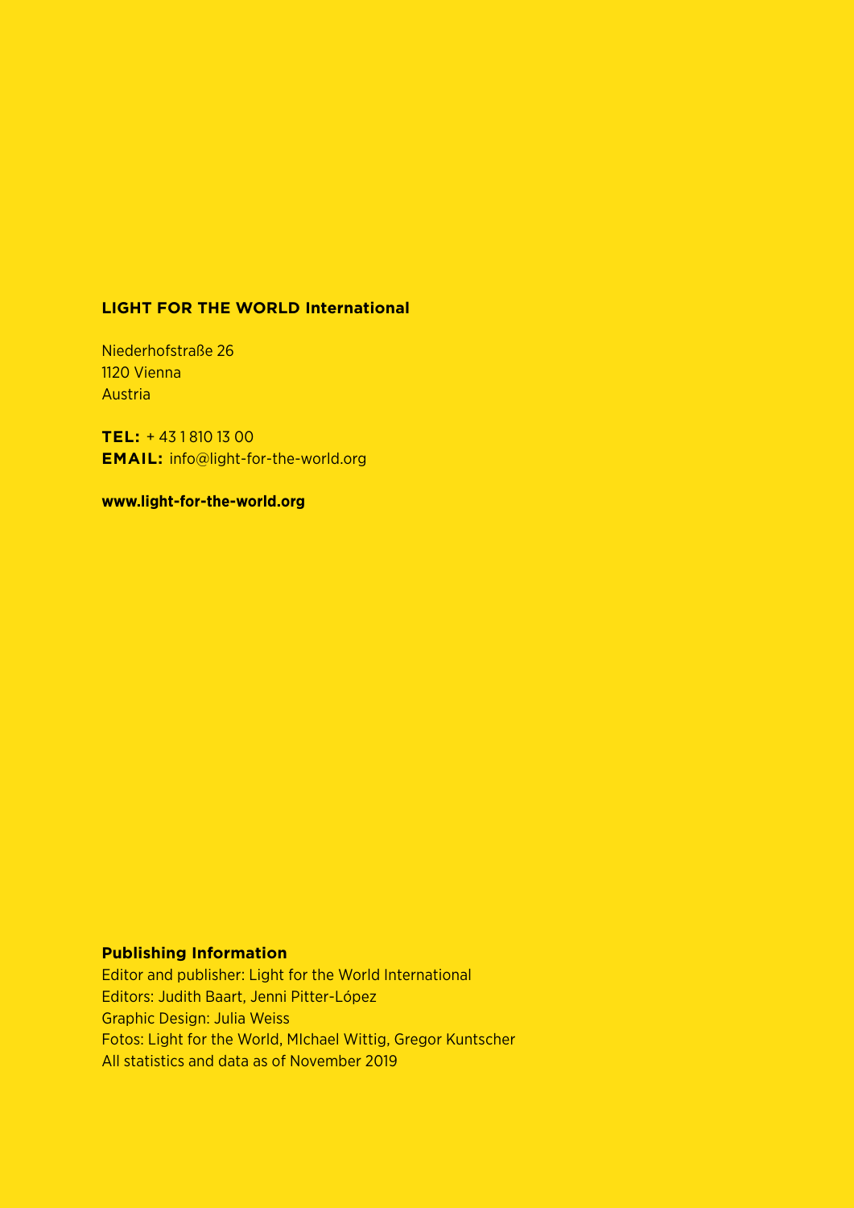**LIGHT FOR THE WORLD International**

Niederhofstraße 26
1120 Vienna
Austria

**TEL:** + 43 1 810 13 00
**EMAIL:** info@light-for-the-world.org

**www.light-for-the-world.org**

**Publishing Information**
Editor and publisher: Light for the World International
Editors: Judith Baart, Jenni Pitter-López
Graphic Design: Julia Weiss
Fotos: Light for the World, MIchael Wittig, Gregor Kuntscher
All statistics and data as of November 2019